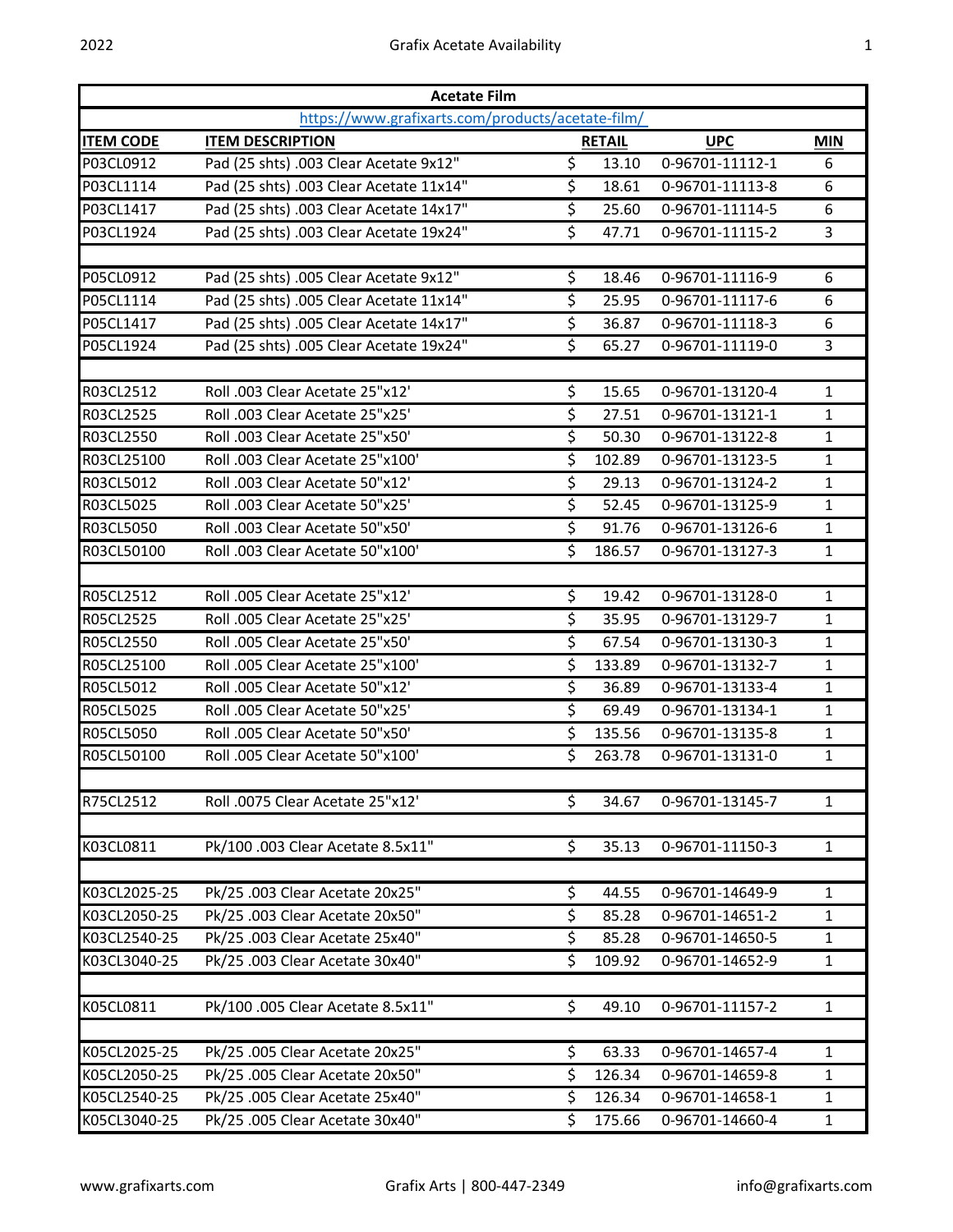| **Acetate Film** | | | | |
|---|---|---|---|---|
| https://www.grafixarts.com/products/acetate-film/ | | | | |
| **ITEM CODE** | **ITEM DESCRIPTION** | **RETAIL** | **UPC** | **MIN** |
| P03CL0912 | Pad (25 shts) .003 Clear Acetate 9x12" | $ 13.10 | 0-96701-11112-1 | 6 |
| P03CL1114 | Pad (25 shts) .003 Clear Acetate 11x14" | $ 18.61 | 0-96701-11113-8 | 6 |
| P03CL1417 | Pad (25 shts) .003 Clear Acetate 14x17" | $ 25.60 | 0-96701-11114-5 | 6 |
| P03CL1924 | Pad (25 shts) .003 Clear Acetate 19x24" | $ 47.71 | 0-96701-11115-2 | 3 |
| | | | | |
| P05CL0912 | Pad (25 shts) .005 Clear Acetate 9x12" | $ 18.46 | 0-96701-11116-9 | 6 |
| P05CL1114 | Pad (25 shts) .005 Clear Acetate 11x14" | $ 25.95 | 0-96701-11117-6 | 6 |
| P05CL1417 | Pad (25 shts) .005 Clear Acetate 14x17" | $ 36.87 | 0-96701-11118-3 | 6 |
| P05CL1924 | Pad (25 shts) .005 Clear Acetate 19x24" | $ 65.27 | 0-96701-11119-0 | 3 |
| | | | | |
| R03CL2512 | Roll .003 Clear Acetate 25"x12' | $ 15.65 | 0-96701-13120-4 | 1 |
| R03CL2525 | Roll .003 Clear Acetate 25"x25' | $ 27.51 | 0-96701-13121-1 | 1 |
| R03CL2550 | Roll .003 Clear Acetate 25"x50' | $ 50.30 | 0-96701-13122-8 | 1 |
| R03CL25100 | Roll .003 Clear Acetate 25"x100' | $ 102.89 | 0-96701-13123-5 | 1 |
| R03CL5012 | Roll .003 Clear Acetate 50"x12' | $ 29.13 | 0-96701-13124-2 | 1 |
| R03CL5025 | Roll .003 Clear Acetate 50"x25' | $ 52.45 | 0-96701-13125-9 | 1 |
| R03CL5050 | Roll .003 Clear Acetate 50"x50' | $ 91.76 | 0-96701-13126-6 | 1 |
| R03CL50100 | Roll .003 Clear Acetate 50"x100' | $ 186.57 | 0-96701-13127-3 | 1 |
| | | | | |
| R05CL2512 | Roll .005 Clear Acetate 25"x12' | $ 19.42 | 0-96701-13128-0 | 1 |
| R05CL2525 | Roll .005 Clear Acetate 25"x25' | $ 35.95 | 0-96701-13129-7 | 1 |
| R05CL2550 | Roll .005 Clear Acetate 25"x50' | $ 67.54 | 0-96701-13130-3 | 1 |
| R05CL25100 | Roll .005 Clear Acetate 25"x100' | $ 133.89 | 0-96701-13132-7 | 1 |
| R05CL5012 | Roll .005 Clear Acetate 50"x12' | $ 36.89 | 0-96701-13133-4 | 1 |
| R05CL5025 | Roll .005 Clear Acetate 50"x25' | $ 69.49 | 0-96701-13134-1 | 1 |
| R05CL5050 | Roll .005 Clear Acetate 50"x50' | $ 135.56 | 0-96701-13135-8 | 1 |
| R05CL50100 | Roll .005 Clear Acetate 50"x100' | $ 263.78 | 0-96701-13131-0 | 1 |
| | | | | |
| R75CL2512 | Roll .0075 Clear Acetate 25"x12' | $ 34.67 | 0-96701-13145-7 | 1 |
| | | | | |
| K03CL0811 | Pk/100 .003 Clear Acetate 8.5x11" | $ 35.13 | 0-96701-11150-3 | 1 |
| | | | | |
| K03CL2025-25 | Pk/25 .003 Clear Acetate 20x25" | $ 44.55 | 0-96701-14649-9 | 1 |
| K03CL2050-25 | Pk/25 .003 Clear Acetate 20x50" | $ 85.28 | 0-96701-14651-2 | 1 |
| K03CL2540-25 | Pk/25 .003 Clear Acetate 25x40" | $ 85.28 | 0-96701-14650-5 | 1 |
| K03CL3040-25 | Pk/25 .003 Clear Acetate 30x40" | $ 109.92 | 0-96701-14652-9 | 1 |
| | | | | |
| K05CL0811 | Pk/100 .005 Clear Acetate 8.5x11" | $ 49.10 | 0-96701-11157-2 | 1 |
| | | | | |
| K05CL2025-25 | Pk/25 .005 Clear Acetate 20x25" | $ 63.33 | 0-96701-14657-4 | 1 |
| K05CL2050-25 | Pk/25 .005 Clear Acetate 20x50" | $ 126.34 | 0-96701-14659-8 | 1 |
| K05CL2540-25 | Pk/25 .005 Clear Acetate 25x40" | $ 126.34 | 0-96701-14658-1 | 1 |
| K05CL3040-25 | Pk/25 .005 Clear Acetate 30x40" | $ 175.66 | 0-96701-14660-4 | 1 |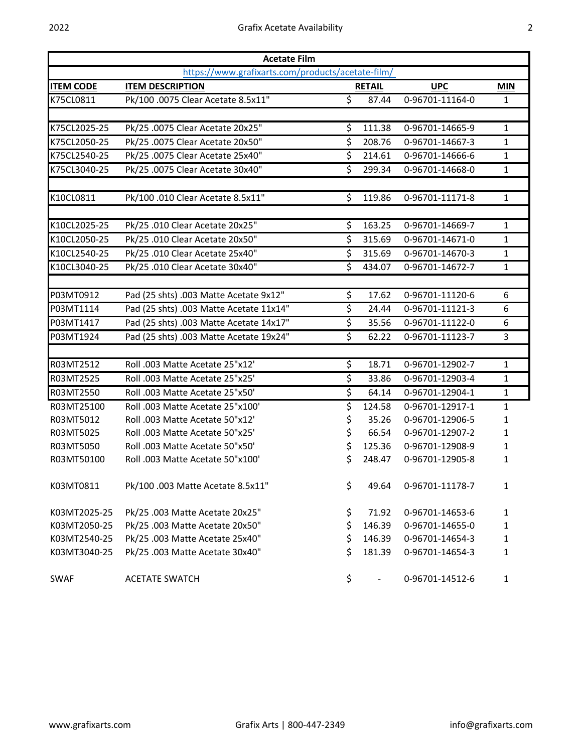| Acetate Film | | | | |
|---|---|---|---|---|
| https://www.grafixarts.com/products/acetate-film/ | | | | |
| **ITEM CODE** | **ITEM DESCRIPTION** | **RETAIL** | **UPC** | **MIN** |
| K75CL0811 | Pk/100 .0075 Clear Acetate 8.5x11" | $ 87.44 | 0-96701-11164-0 | 1 |
| | | | | |
| K75CL2025-25 | Pk/25 .0075 Clear Acetate 20x25" | $ 111.38 | 0-96701-14665-9 | 1 |
| K75CL2050-25 | Pk/25 .0075 Clear Acetate 20x50" | $ 208.76 | 0-96701-14667-3 | 1 |
| K75CL2540-25 | Pk/25 .0075 Clear Acetate 25x40" | $ 214.61 | 0-96701-14666-6 | 1 |
| K75CL3040-25 | Pk/25 .0075 Clear Acetate 30x40" | $ 299.34 | 0-96701-14668-0 | 1 |
| | | | | |
| K10CL0811 | Pk/100 .010 Clear Acetate 8.5x11" | $ 119.86 | 0-96701-11171-8 | 1 |
| | | | | |
| K10CL2025-25 | Pk/25 .010 Clear Acetate 20x25" | $ 163.25 | 0-96701-14669-7 | 1 |
| K10CL2050-25 | Pk/25 .010 Clear Acetate 20x50" | $ 315.69 | 0-96701-14671-0 | 1 |
| K10CL2540-25 | Pk/25 .010 Clear Acetate 25x40" | $ 315.69 | 0-96701-14670-3 | 1 |
| K10CL3040-25 | Pk/25 .010 Clear Acetate 30x40" | $ 434.07 | 0-96701-14672-7 | 1 |
| | | | | |
| P03MT0912 | Pad (25 shts) .003 Matte Acetate 9x12" | $ 17.62 | 0-96701-11120-6 | 6 |
| P03MT1114 | Pad (25 shts) .003 Matte Acetate 11x14" | $ 24.44 | 0-96701-11121-3 | 6 |
| P03MT1417 | Pad (25 shts) .003 Matte Acetate 14x17" | $ 35.56 | 0-96701-11122-0 | 6 |
| P03MT1924 | Pad (25 shts) .003 Matte Acetate 19x24" | $ 62.22 | 0-96701-11123-7 | 3 |
| | | | | |
| R03MT2512 | Roll .003 Matte Acetate 25"x12' | $ 18.71 | 0-96701-12902-7 | 1 |
| R03MT2525 | Roll .003 Matte Acetate 25"x25' | $ 33.86 | 0-96701-12903-4 | 1 |
| R03MT2550 | Roll .003 Matte Acetate 25"x50' | $ 64.14 | 0-96701-12904-1 | 1 |
| R03MT25100 | Roll .003 Matte Acetate 25"x100' | $ 124.58 | 0-96701-12917-1 | 1 |
| R03MT5012 | Roll .003 Matte Acetate 50"x12' | $ 35.26 | 0-96701-12906-5 | 1 |
| R03MT5025 | Roll .003 Matte Acetate 50"x25' | $ 66.54 | 0-96701-12907-2 | 1 |
| R03MT5050 | Roll .003 Matte Acetate 50"x50' | $ 125.36 | 0-96701-12908-9 | 1 |
| R03MT50100 | Roll .003 Matte Acetate 50"x100' | $ 248.47 | 0-96701-12905-8 | 1 |
| | | | | |
| K03MT0811 | Pk/100 .003 Matte Acetate 8.5x11" | $ 49.64 | 0-96701-11178-7 | 1 |
| | | | | |
| K03MT2025-25 | Pk/25 .003 Matte Acetate 20x25" | $ 71.92 | 0-96701-14653-6 | 1 |
| K03MT2050-25 | Pk/25 .003 Matte Acetate 20x50" | $ 146.39 | 0-96701-14655-0 | 1 |
| K03MT2540-25 | Pk/25 .003 Matte Acetate 25x40" | $ 146.39 | 0-96701-14654-3 | 1 |
| K03MT3040-25 | Pk/25 .003 Matte Acetate 30x40" | $ 181.39 | 0-96701-14654-3 | 1 |
| | | | | |
| SWAF | ACETATE SWATCH | $ - | 0-96701-14512-6 | 1 |